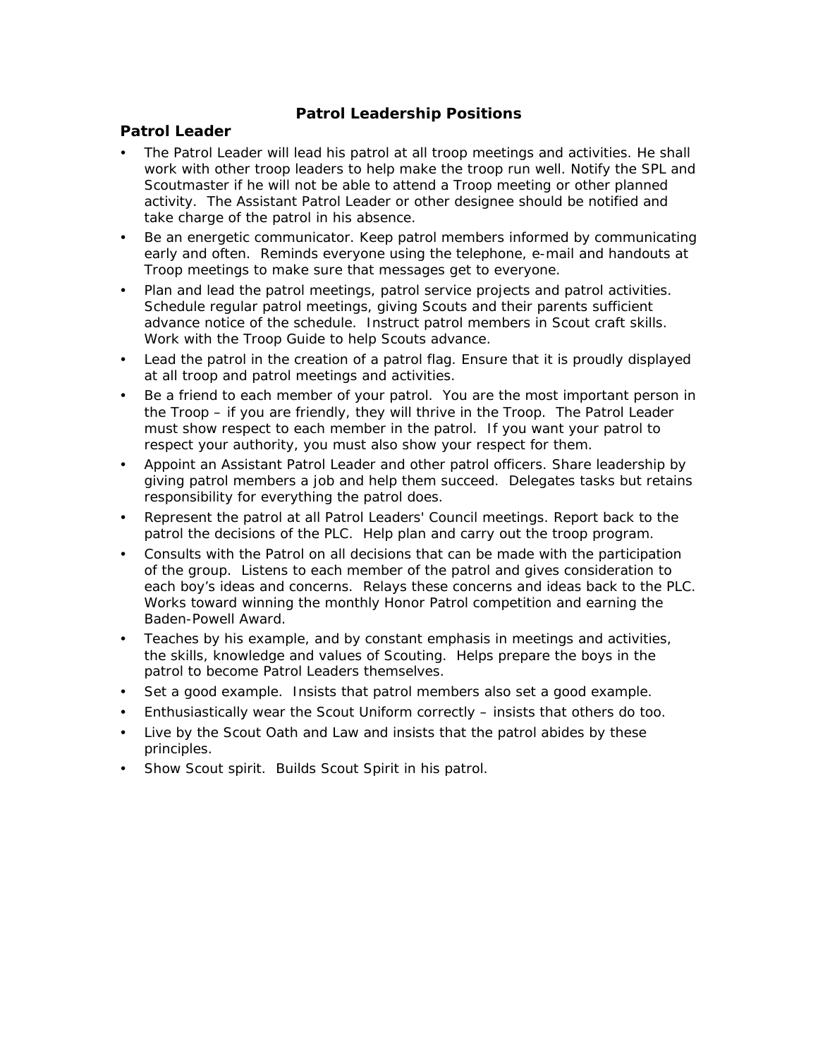# Patrol Leadership Positions

## Patrol Leader

- The Patrol Leader will lead his patrol at all troop meetings and activities. He shall work with other troop leaders to help make the troop run well. Notify the SPL and Scoutmaster if he will not be able to attend a Troop meeting or other planned activity. The Assistant Patrol Leader or other designee should be notified and take charge of the patrol in his absence.
- Be an energetic communicator. Keep patrol members informed by communicating early and often. Reminds everyone using the telephone, e-mail and handouts at Troop meetings to make sure that messages get to everyone.
- Plan and lead the patrol meetings, patrol service projects and patrol activities. Schedule regular patrol meetings, giving Scouts and their parents sufficient advance notice of the schedule. Instruct patrol members in Scout craft skills. Work with the Troop Guide to help Scouts advance.
- Lead the patrol in the creation of a patrol flag. Ensure that it is proudly displayed at all troop and patrol meetings and activities.
- Be a friend to each member of your patrol. You are the most important person in the Troop – if you are friendly, they will thrive in the Troop. The Patrol Leader must show respect to each member in the patrol. If you want your patrol to respect your authority, you must also show your respect for them.
- Appoint an Assistant Patrol Leader and other patrol officers. Share leadership by giving patrol members a job and help them succeed. Delegates tasks but retains responsibility for everything the patrol does.
- Represent the patrol at all Patrol Leaders' Council meetings. Report back to the patrol the decisions of the PLC. Help plan and carry out the troop program.
- Consults with the Patrol on all decisions that can be made with the participation of the group. Listens to each member of the patrol and gives consideration to each boy's ideas and concerns. Relays these concerns and ideas back to the PLC. Works toward winning the monthly Honor Patrol competition and earning the Baden-Powell Award.
- Teaches by his example, and by constant emphasis in meetings and activities, the skills, knowledge and values of Scouting. Helps prepare the boys in the patrol to become Patrol Leaders themselves.
- Set a good example. Insists that patrol members also set a good example.
- Enthusiastically wear the Scout Uniform correctly – insists that others do too.
- Live by the Scout Oath and Law and insists that the patrol abides by these principles.
- Show Scout spirit. Builds Scout Spirit in his patrol.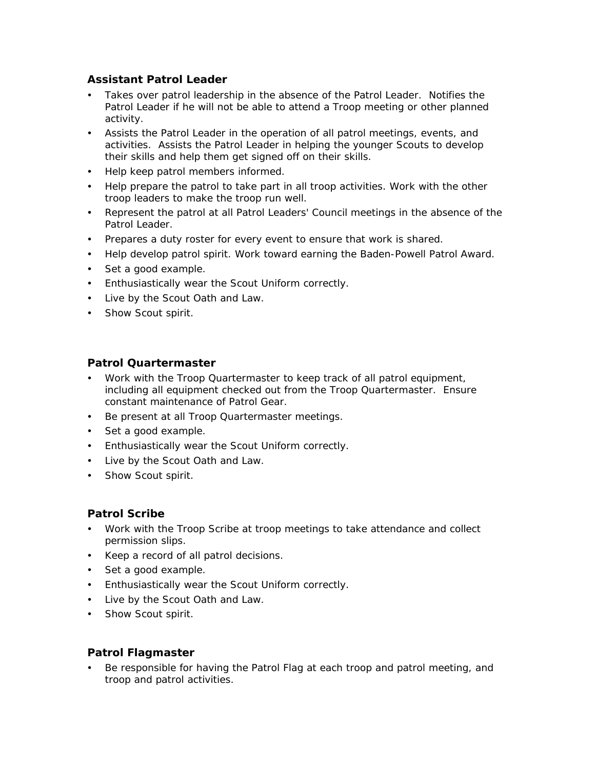### Assistant Patrol Leader

- Takes over patrol leadership in the absence of the Patrol Leader. Notifies the Patrol Leader if he will not be able to attend a Troop meeting or other planned activity.
- Assists the Patrol Leader in the operation of all patrol meetings, events, and activities. Assists the Patrol Leader in helping the younger Scouts to develop their skills and help them get signed off on their skills.
- Help keep patrol members informed.
- Help prepare the patrol to take part in all troop activities. Work with the other troop leaders to make the troop run well.
- Represent the patrol at all Patrol Leaders' Council meetings in the absence of the Patrol Leader.
- Prepares a duty roster for every event to ensure that work is shared.
- Help develop patrol spirit. Work toward earning the Baden-Powell Patrol Award.
- Set a good example.
- Enthusiastically wear the Scout Uniform correctly.
- Live by the Scout Oath and Law.
- Show Scout spirit.

### Patrol Quartermaster

- Work with the Troop Quartermaster to keep track of all patrol equipment, including all equipment checked out from the Troop Quartermaster. Ensure constant maintenance of Patrol Gear.
- Be present at all Troop Quartermaster meetings.
- Set a good example.
- Enthusiastically wear the Scout Uniform correctly.
- Live by the Scout Oath and Law.
- Show Scout spirit.

### Patrol Scribe

- Work with the Troop Scribe at troop meetings to take attendance and collect permission slips.
- Keep a record of all patrol decisions.
- Set a good example.
- Enthusiastically wear the Scout Uniform correctly.
- Live by the Scout Oath and Law.
- Show Scout spirit.

### Patrol Flagmaster

- Be responsible for having the Patrol Flag at each troop and patrol meeting, and troop and patrol activities.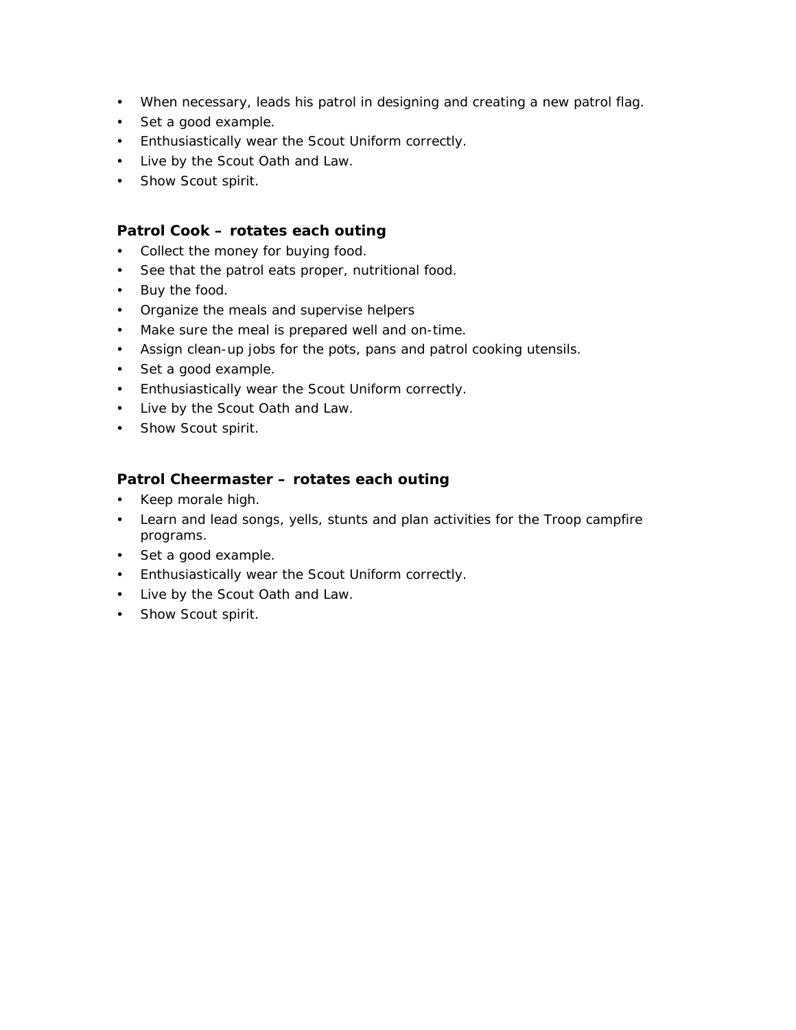- When necessary, leads his patrol in designing and creating a new patrol flag.
- Set a good example.
- Enthusiastically wear the Scout Uniform correctly.
- Live by the Scout Oath and Law.
- Show Scout spirit.

### Patrol Cook – rotates each outing

- Collect the money for buying food.
- See that the patrol eats proper, nutritional food.
- Buy the food.
- Organize the meals and supervise helpers
- Make sure the meal is prepared well and on-time.
- Assign clean-up jobs for the pots, pans and patrol cooking utensils.
- Set a good example.
- Enthusiastically wear the Scout Uniform correctly.
- Live by the Scout Oath and Law.
- Show Scout spirit.

### Patrol Cheermaster – rotates each outing

- Keep morale high.
- Learn and lead songs, yells, stunts and plan activities for the Troop campfire programs.
- Set a good example.
- Enthusiastically wear the Scout Uniform correctly.
- Live by the Scout Oath and Law.
- Show Scout spirit.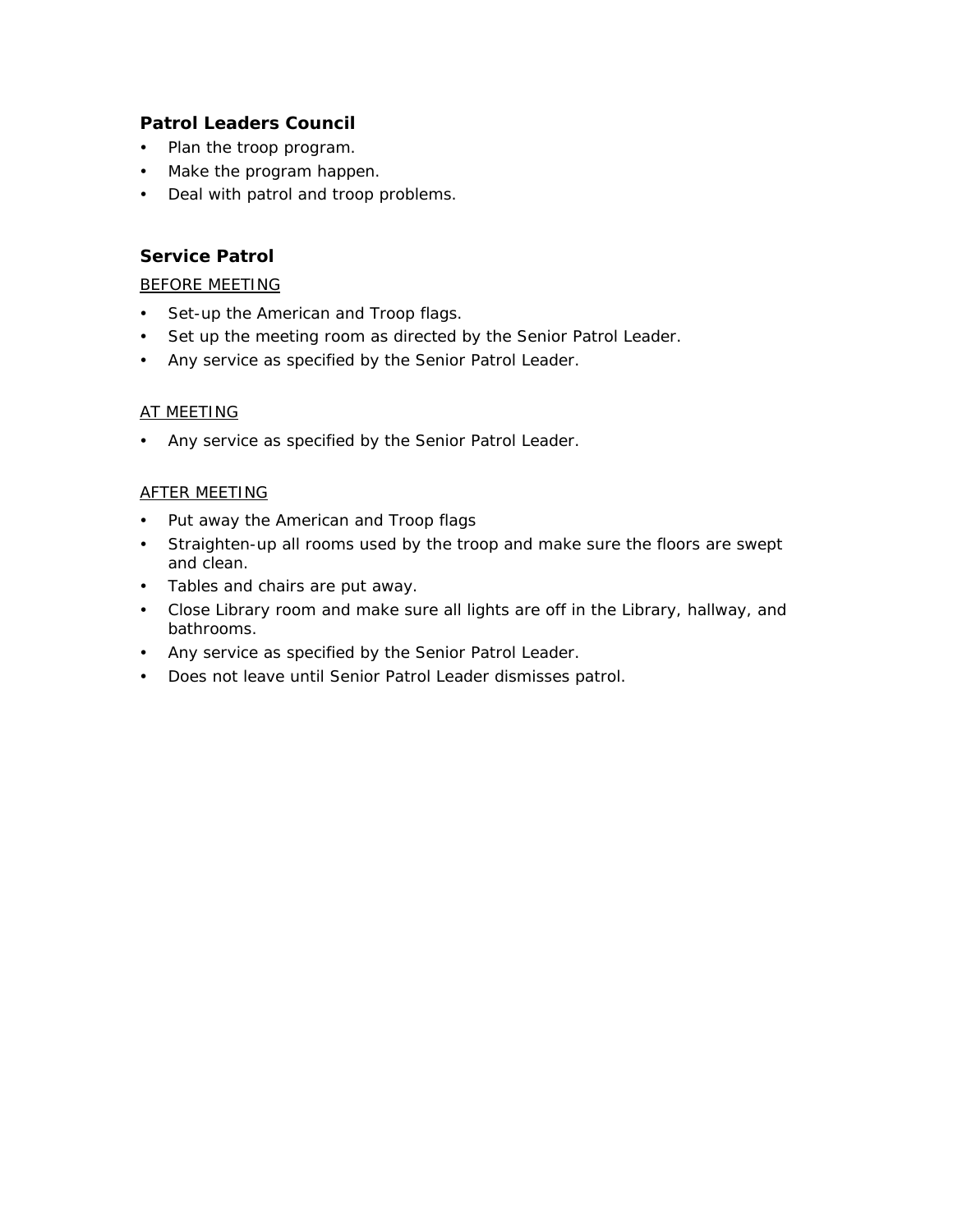## Patrol Leaders Council

- Plan the troop program.
- Make the program happen.
- Deal with patrol and troop problems.

## Service Patrol

<u>BEFORE MEETING</u>

- Set-up the American and Troop flags.
- Set up the meeting room as directed by the Senior Patrol Leader.
- Any service as specified by the Senior Patrol Leader.

<u>AT MEETING</u>

- Any service as specified by the Senior Patrol Leader.

<u>AFTER MEETING</u>

- Put away the American and Troop flags
- Straighten-up all rooms used by the troop and make sure the floors are swept and clean.
- Tables and chairs are put away.
- Close Library room and make sure all lights are off in the Library, hallway, and bathrooms.
- Any service as specified by the Senior Patrol Leader.
- Does not leave until Senior Patrol Leader dismisses patrol.